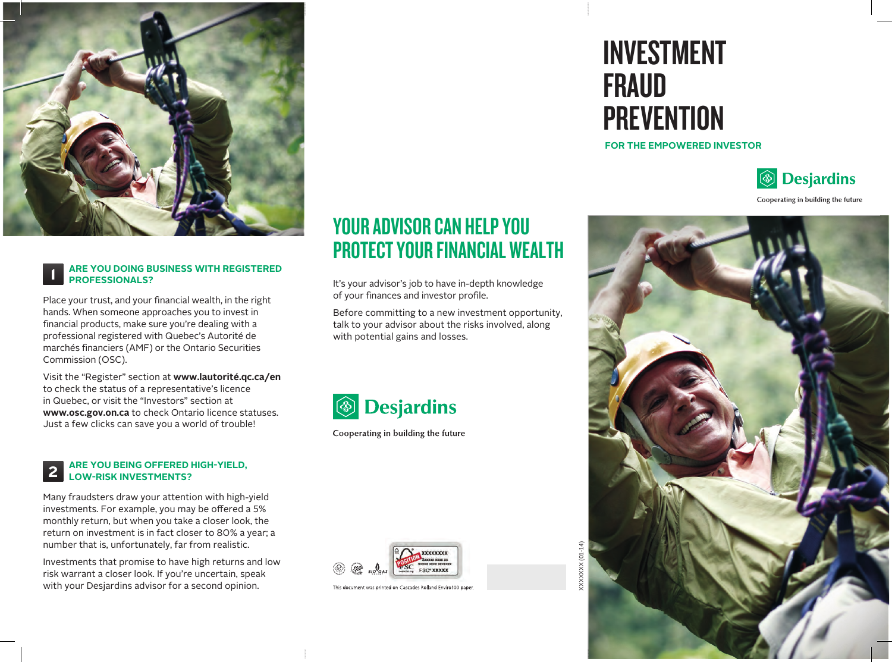# INVESTMENT FRAUD PREVENTION

**FOR THE EMPOWERED INVESTOR**

Desjardins

Cooperating in building the future

## 1 ARE YOU DOING BUSINESS WITH REGISTERED PROFESSIONALS?

Place your trust, and your financial wealth, in the right hands. When someone approaches you to invest in financial products, make sure you're dealing with a professional registered with Quebec's Autorité de marchés financiers (AMF) or the Ontario Securities Commission (OSC).

Visit the "Register" section at **www.lautorité.qc.ca/en** to check the status of a representative's licence in Quebec, or visit the "Investors" section at **www.osc.gov.on.ca** to check Ontario licence statuses. Just a few clicks can save you a world of trouble!

## 2 ARE YOU BEING OFFERED HIGH-YIELD, LOW-RISK INVESTMENTS?

Many fraudsters draw your attention with high-yield investments. For example, you may be offered a 5% monthly return, but when you take a closer look, the return on investment is in fact closer to 80% a year; a number that is, unfortunately, far from realistic.

Investments that promise to have high returns and low risk warrant a closer look. If you're uncertain, speak with your Desjardins advisor for a second opinion.

## YOUR ADVISOR CAN HELP YOU PROTECT YOUR FINANCIAL WEALTH

It's your advisor's job to have in-depth knowledge of your finances and investor profile.

Before committing to a new investment opportunity, talk to your advisor about the risks involved, along with potential gains and losses.

Desjardins

Cooperating in building the future

This document was printed on Cascades Rolland Enviro100 paper.

XXXXXXX (01-14)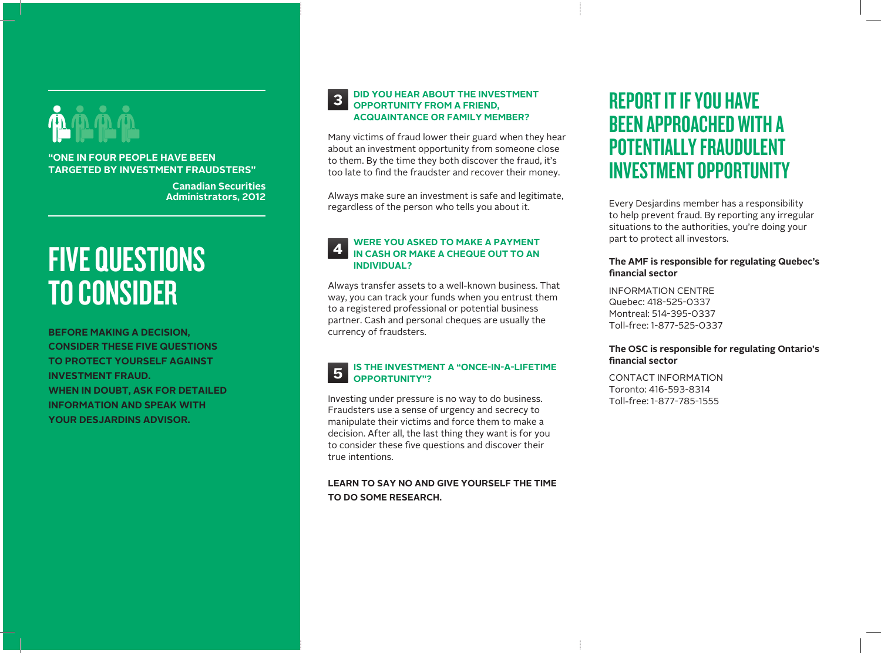**"ONE IN FOUR PEOPLE HAVE BEEN TARGETED BY INVESTMENT FRAUDSTERS"**

**Canadian Securities Administrators, 2012**

# FIVE QUESTIONS TO CONSIDER

**BEFORE MAKING A DECISION, CONSIDER THESE FIVE QUESTIONS TO PROTECT YOURSELF AGAINST INVESTMENT FRAUD.**
**WHEN IN DOUBT, ASK FOR DETAILED INFORMATION AND SPEAK WITH YOUR DESJARDINS ADVISOR.**

### 3 DID YOU HEAR ABOUT THE INVESTMENT OPPORTUNITY FROM A FRIEND, ACQUAINTANCE OR FAMILY MEMBER?

Many victims of fraud lower their guard when they hear about an investment opportunity from someone close to them. By the time they both discover the fraud, it's too late to find the fraudster and recover their money.

Always make sure an investment is safe and legitimate, regardless of the person who tells you about it.

### 4 WERE YOU ASKED TO MAKE A PAYMENT IN CASH OR MAKE A CHEQUE OUT TO AN INDIVIDUAL?

Always transfer assets to a well-known business. That way, you can track your funds when you entrust them to a registered professional or potential business partner. Cash and personal cheques are usually the currency of fraudsters.

### 5 IS THE INVESTMENT A "ONCE-IN-A-LIFETIME OPPORTUNITY"?

Investing under pressure is no way to do business. Fraudsters use a sense of urgency and secrecy to manipulate their victims and force them to make a decision. After all, the last thing they want is for you to consider these five questions and discover their true intentions.

**LEARN TO SAY NO AND GIVE YOURSELF THE TIME TO DO SOME RESEARCH.**

# REPORT IT IF YOU HAVE BEEN APPROACHED WITH A POTENTIALLY FRAUDULENT INVESTMENT OPPORTUNITY

Every Desjardins member has a responsibility to help prevent fraud. By reporting any irregular situations to the authorities, you're doing your part to protect all investors.

**The AMF is responsible for regulating Quebec's financial sector**

INFORMATION CENTRE
Quebec: 418-525-0337
Montreal: 514-395-0337
Toll-free: 1-877-525-0337

**The OSC is responsible for regulating Ontario's financial sector**

CONTACT INFORMATION
Toronto: 416-593-8314
Toll-free: 1-877-785-1555